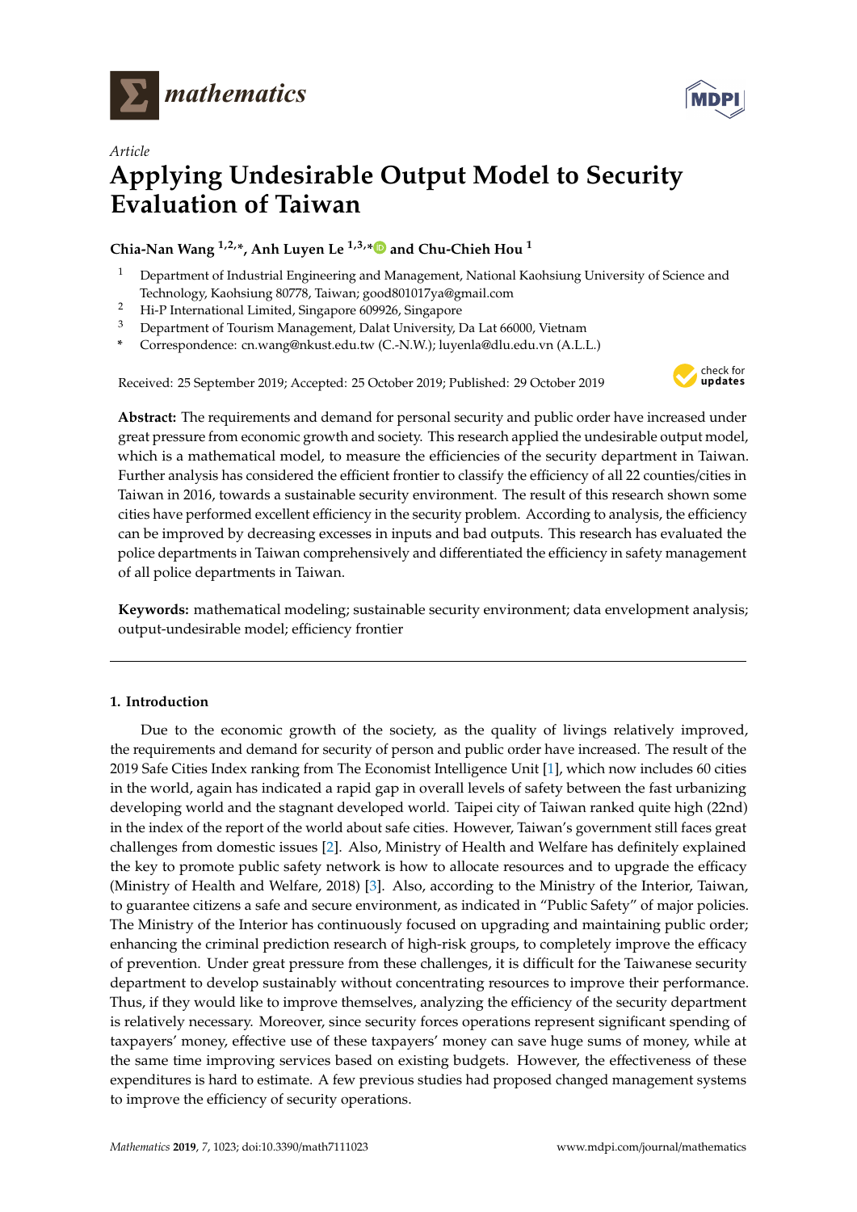*Article*

# Applying Undesirable Output Model to Security Evaluation of Taiwan

**Chia-Nan Wang [1,2,*], Anh Luyen Le [1,3,*] and Chu-Chieh Hou [1]**

1 Department of Industrial Engineering and Management, National Kaohsiung University of Science and Technology, Kaohsiung 80778, Taiwan; good801017ya@gmail.com
2 Hi-P International Limited, Singapore 609926, Singapore
3 Department of Tourism Management, Dalat University, Da Lat 66000, Vietnam
* Correspondence: cn.wang@nkust.edu.tw (C.-N.W.); luyenla@dlu.edu.vn (A.L.L.)

Received: 25 September 2019; Accepted: 25 October 2019; Published: 29 October 2019

**Abstract:** The requirements and demand for personal security and public order have increased under great pressure from economic growth and society. This research applied the undesirable output model, which is a mathematical model, to measure the efficiencies of the security department in Taiwan. Further analysis has considered the efficient frontier to classify the efficiency of all 22 counties/cities in Taiwan in 2016, towards a sustainable security environment. The result of this research shown some cities have performed excellent efficiency in the security problem. According to analysis, the efficiency can be improved by decreasing excesses in inputs and bad outputs. This research has evaluated the police departments in Taiwan comprehensively and differentiated the efficiency in safety management of all police departments in Taiwan.

**Keywords:** mathematical modeling; sustainable security environment; data envelopment analysis; output-undesirable model; efficiency frontier

## 1. Introduction

Due to the economic growth of the society, as the quality of livings relatively improved, the requirements and demand for security of person and public order have increased. The result of the 2019 Safe Cities Index ranking from The Economist Intelligence Unit [1], which now includes 60 cities in the world, again has indicated a rapid gap in overall levels of safety between the fast urbanizing developing world and the stagnant developed world. Taipei city of Taiwan ranked quite high (22nd) in the index of the report of the world about safe cities. However, Taiwan's government still faces great challenges from domestic issues [2]. Also, Ministry of Health and Welfare has definitely explained the key to promote public safety network is how to allocate resources and to upgrade the efficacy (Ministry of Health and Welfare, 2018) [3]. Also, according to the Ministry of the Interior, Taiwan, to guarantee citizens a safe and secure environment, as indicated in "Public Safety" of major policies. The Ministry of the Interior has continuously focused on upgrading and maintaining public order; enhancing the criminal prediction research of high-risk groups, to completely improve the efficacy of prevention. Under great pressure from these challenges, it is difficult for the Taiwanese security department to develop sustainably without concentrating resources to improve their performance. Thus, if they would like to improve themselves, analyzing the efficiency of the security department is relatively necessary. Moreover, since security forces operations represent significant spending of taxpayers' money, effective use of these taxpayers' money can save huge sums of money, while at the same time improving services based on existing budgets. However, the effectiveness of these expenditures is hard to estimate. A few previous studies had proposed changed management systems to improve the efficiency of security operations.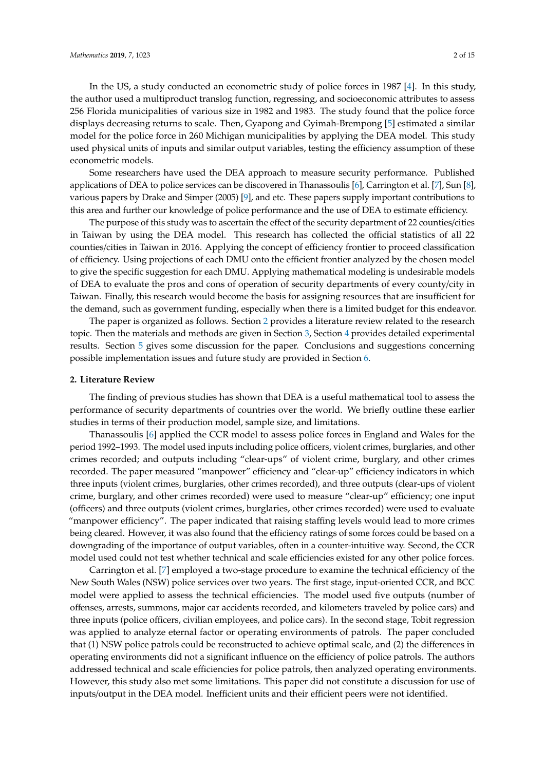In the US, a study conducted an econometric study of police forces in 1987 [4]. In this study, the author used a multiproduct translog function, regressing, and socioeconomic attributes to assess 256 Florida municipalities of various size in 1982 and 1983. The study found that the police force displays decreasing returns to scale. Then, Gyapong and Gyimah-Brempong [5] estimated a similar model for the police force in 260 Michigan municipalities by applying the DEA model. This study used physical units of inputs and similar output variables, testing the efficiency assumption of these econometric models.

Some researchers have used the DEA approach to measure security performance. Published applications of DEA to police services can be discovered in Thanassoulis [6], Carrington et al. [7], Sun [8], various papers by Drake and Simper (2005) [9], and etc. These papers supply important contributions to this area and further our knowledge of police performance and the use of DEA to estimate efficiency.

The purpose of this study was to ascertain the effect of the security department of 22 counties/cities in Taiwan by using the DEA model. This research has collected the official statistics of all 22 counties/cities in Taiwan in 2016. Applying the concept of efficiency frontier to proceed classification of efficiency. Using projections of each DMU onto the efficient frontier analyzed by the chosen model to give the specific suggestion for each DMU. Applying mathematical modeling is undesirable models of DEA to evaluate the pros and cons of operation of security departments of every county/city in Taiwan. Finally, this research would become the basis for assigning resources that are insufficient for the demand, such as government funding, especially when there is a limited budget for this endeavor.

The paper is organized as follows. Section 2 provides a literature review related to the research topic. Then the materials and methods are given in Section 3, Section 4 provides detailed experimental results. Section 5 gives some discussion for the paper. Conclusions and suggestions concerning possible implementation issues and future study are provided in Section 6.

## 2. Literature Review

The finding of previous studies has shown that DEA is a useful mathematical tool to assess the performance of security departments of countries over the world. We briefly outline these earlier studies in terms of their production model, sample size, and limitations.

Thanassoulis [6] applied the CCR model to assess police forces in England and Wales for the period 1992–1993. The model used inputs including police officers, violent crimes, burglaries, and other crimes recorded; and outputs including "clear-ups" of violent crime, burglary, and other crimes recorded. The paper measured "manpower" efficiency and "clear-up" efficiency indicators in which three inputs (violent crimes, burglaries, other crimes recorded), and three outputs (clear-ups of violent crime, burglary, and other crimes recorded) were used to measure "clear-up" efficiency; one input (officers) and three outputs (violent crimes, burglaries, other crimes recorded) were used to evaluate "manpower efficiency". The paper indicated that raising staffing levels would lead to more crimes being cleared. However, it was also found that the efficiency ratings of some forces could be based on a downgrading of the importance of output variables, often in a counter-intuitive way. Second, the CCR model used could not test whether technical and scale efficiencies existed for any other police forces.

Carrington et al. [7] employed a two-stage procedure to examine the technical efficiency of the New South Wales (NSW) police services over two years. The first stage, input-oriented CCR, and BCC model were applied to assess the technical efficiencies. The model used five outputs (number of offenses, arrests, summons, major car accidents recorded, and kilometers traveled by police cars) and three inputs (police officers, civilian employees, and police cars). In the second stage, Tobit regression was applied to analyze eternal factor or operating environments of patrols. The paper concluded that (1) NSW police patrols could be reconstructed to achieve optimal scale, and (2) the differences in operating environments did not a significant influence on the efficiency of police patrols. The authors addressed technical and scale efficiencies for police patrols, then analyzed operating environments. However, this study also met some limitations. This paper did not constitute a discussion for use of inputs/output in the DEA model. Inefficient units and their efficient peers were not identified.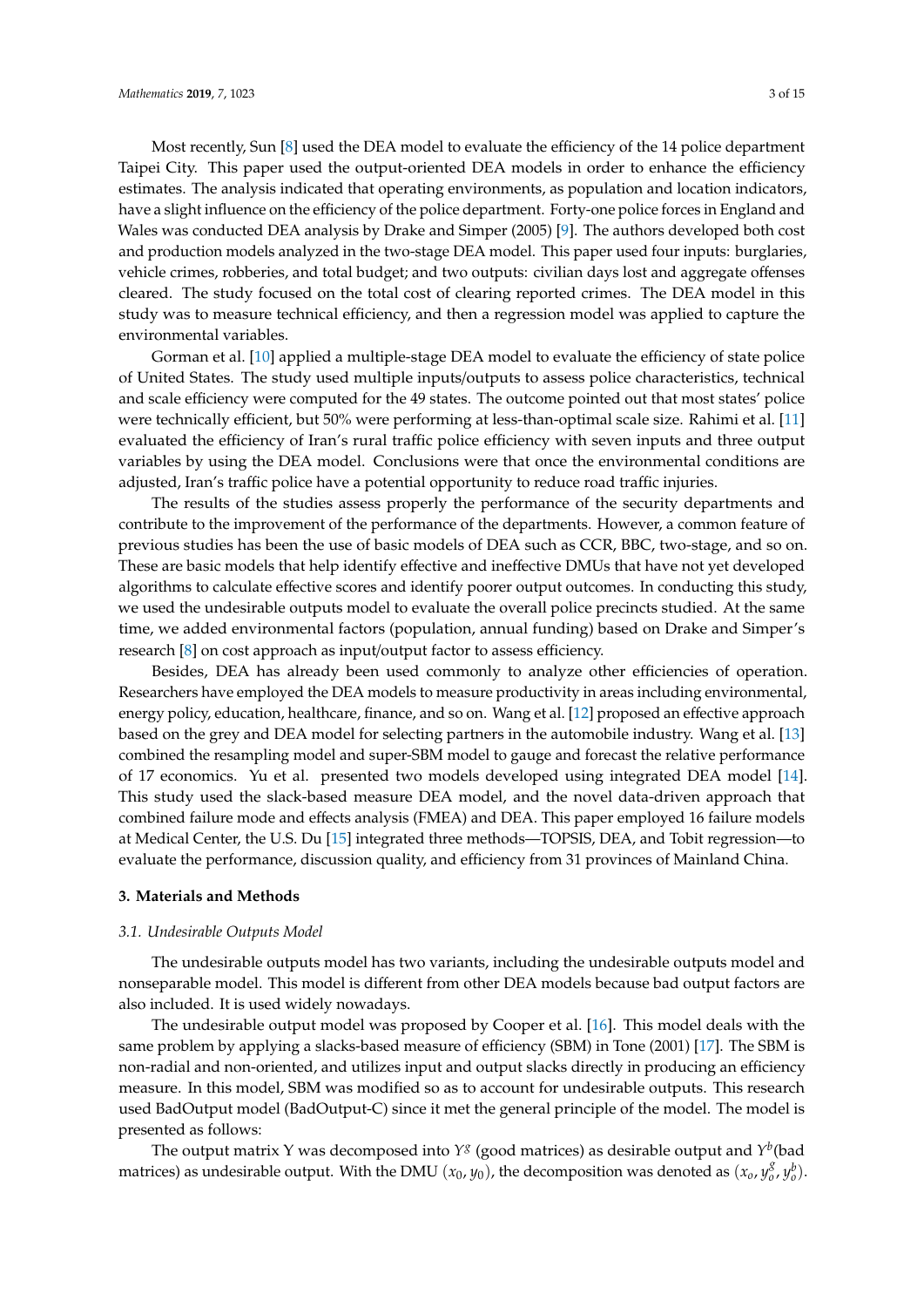Most recently, Sun [8] used the DEA model to evaluate the efficiency of the 14 police department Taipei City. This paper used the output-oriented DEA models in order to enhance the efficiency estimates. The analysis indicated that operating environments, as population and location indicators, have a slight influence on the efficiency of the police department. Forty-one police forces in England and Wales was conducted DEA analysis by Drake and Simper (2005) [9]. The authors developed both cost and production models analyzed in the two-stage DEA model. This paper used four inputs: burglaries, vehicle crimes, robberies, and total budget; and two outputs: civilian days lost and aggregate offenses cleared. The study focused on the total cost of clearing reported crimes. The DEA model in this study was to measure technical efficiency, and then a regression model was applied to capture the environmental variables.

Gorman et al. [10] applied a multiple-stage DEA model to evaluate the efficiency of state police of United States. The study used multiple inputs/outputs to assess police characteristics, technical and scale efficiency were computed for the 49 states. The outcome pointed out that most states' police were technically efficient, but 50% were performing at less-than-optimal scale size. Rahimi et al. [11] evaluated the efficiency of Iran's rural traffic police efficiency with seven inputs and three output variables by using the DEA model. Conclusions were that once the environmental conditions are adjusted, Iran's traffic police have a potential opportunity to reduce road traffic injuries.

The results of the studies assess properly the performance of the security departments and contribute to the improvement of the performance of the departments. However, a common feature of previous studies has been the use of basic models of DEA such as CCR, BBC, two-stage, and so on. These are basic models that help identify effective and ineffective DMUs that have not yet developed algorithms to calculate effective scores and identify poorer output outcomes. In conducting this study, we used the undesirable outputs model to evaluate the overall police precincts studied. At the same time, we added environmental factors (population, annual funding) based on Drake and Simper's research [8] on cost approach as input/output factor to assess efficiency.

Besides, DEA has already been used commonly to analyze other efficiencies of operation. Researchers have employed the DEA models to measure productivity in areas including environmental, energy policy, education, healthcare, finance, and so on. Wang et al. [12] proposed an effective approach based on the grey and DEA model for selecting partners in the automobile industry. Wang et al. [13] combined the resampling model and super-SBM model to gauge and forecast the relative performance of 17 economics. Yu et al. presented two models developed using integrated DEA model [14]. This study used the slack-based measure DEA model, and the novel data-driven approach that combined failure mode and effects analysis (FMEA) and DEA. This paper employed 16 failure models at Medical Center, the U.S. Du [15] integrated three methods—TOPSIS, DEA, and Tobit regression—to evaluate the performance, discussion quality, and efficiency from 31 provinces of Mainland China.

## 3. Materials and Methods

### 3.1. Undesirable Outputs Model

The undesirable outputs model has two variants, including the undesirable outputs model and nonseparable model. This model is different from other DEA models because bad output factors are also included. It is used widely nowadays.

The undesirable output model was proposed by Cooper et al. [16]. This model deals with the same problem by applying a slacks-based measure of efficiency (SBM) in Tone (2001) [17]. The SBM is non-radial and non-oriented, and utilizes input and output slacks directly in producing an efficiency measure. In this model, SBM was modified so as to account for undesirable outputs. This research used BadOutput model (BadOutput-C) since it met the general principle of the model. The model is presented as follows:

The output matrix Y was decomposed into $Y^g$ (good matrices) as desirable output and $Y^b$(bad matrices) as undesirable output. With the DMU $(x_0, y_0)$, the decomposition was denoted as $(x_o, y_o^g, y_o^b)$.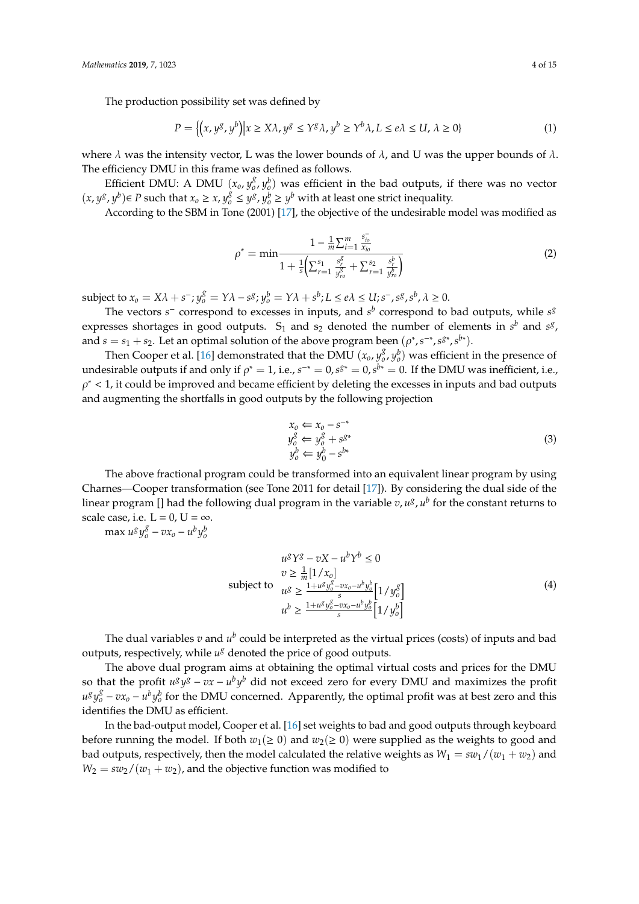The production possibility set was defined by

$$P = \left\{\left(x, y^g, y^b\right) \middle| x \geq X\lambda, y^g \leq Y^g\lambda, y^b \geq Y^b\lambda, L \leq e\lambda \leq U, \lambda \geq 0\right\} \tag{1}$$

where $\lambda$ was the intensity vector, L was the lower bounds of $\lambda$, and U was the upper bounds of $\lambda$. The efficiency DMU in this frame was defined as follows.

Efficient DMU: A DMU $(x_o, y_o^g, y_o^b)$ was efficient in the bad outputs, if there was no vector $(x, y^g, y^b) \in P$ such that $x_o \geq x, y_o^g \leq y^g, y_o^b \geq y^b$ with at least one strict inequality.

According to the SBM in Tone (2001) [17], the objective of the undesirable model was modified as

$$\rho^* = \min \frac{1 - \frac{1}{m}\sum_{i=1}^{m} \frac{s_{io}^-}{x_{io}}}{1 + \frac{1}{s}\left(\sum_{r=1}^{s_1} \frac{s_r^g}{y_{ro}^g} + \sum_{r=1}^{s_2} \frac{s_r^b}{y_{ro}^b}\right)} \tag{2}$$

subject to $x_o = X\lambda + s^-; y_o^g = Y\lambda - s^g; y_o^b = Y\lambda + s^b; L \leq e\lambda \leq U; s^-, s^g, s^b, \lambda \geq 0$.

The vectors $s^-$ correspond to excesses in inputs, and $s^b$ correspond to bad outputs, while $s^g$ expresses shortages in good outputs. $S_1$ and $s_2$ denoted the number of elements in $s^b$ and $s^g$, and $s = s_1 + s_2$. Let an optimal solution of the above program been $(\rho^*, s^{-*}, s^{g*}, s^{b*})$.

Then Cooper et al. [16] demonstrated that the DMU $(x_o, y_o^g, y_o^b)$ was efficient in the presence of undesirable outputs if and only if $\rho^* = 1$, i.e., $s^{-*} = 0, s^{g*} = 0, s^{b*} = 0$. If the DMU was inefficient, i.e., $\rho^* < 1$, it could be improved and became efficient by deleting the excesses in inputs and bad outputs and augmenting the shortfalls in good outputs by the following projection

$$\begin{aligned} x_o &\Leftarrow x_o - s^{-*} \\ y_o^g &\Leftarrow y_o^g + s^{g*} \\ y_o^b &\Leftarrow y_0^b - s^{b*} \end{aligned} \tag{3}$$

The above fractional program could be transformed into an equivalent linear program by using Charnes—Cooper transformation (see Tone 2011 for detail [17]). By considering the dual side of the linear program [] had the following dual program in the variable $v, u^g, u^b$ for the constant returns to scale case, i.e. L = 0, U = ∞.

$\max u^g y_o^g - v x_o - u^b y_o^b$

$$\text{subject to} \quad \begin{aligned} & u^g Y^g - vX - u^b Y^b \leq 0 \\ & v \geq \tfrac{1}{m}[1/x_o] \\ & u^g \geq \tfrac{1 + u^g y_o^g - v x_o - u^b y_o^b}{s}\left[1/y_o^g\right] \\ & u^b \geq \tfrac{1 + u^g y_o^g - v x_o - u^b y_o^b}{s}\left[1/y_o^b\right] \end{aligned} \tag{4}$$

The dual variables $v$ and $u^b$ could be interpreted as the virtual prices (costs) of inputs and bad outputs, respectively, while $u^g$ denoted the price of good outputs.

The above dual program aims at obtaining the optimal virtual costs and prices for the DMU so that the profit $u^g y^g - vx - u^b y^b$ did not exceed zero for every DMU and maximizes the profit $u^g y_o^g - v x_o - u^b y_o^b$ for the DMU concerned. Apparently, the optimal profit was at best zero and this identifies the DMU as efficient.

In the bad-output model, Cooper et al. [16] set weights to bad and good outputs through keyboard before running the model. If both $w_1(\geq 0)$ and $w_2(\geq 0)$ were supplied as the weights to good and bad outputs, respectively, then the model calculated the relative weights as $W_1 = sw_1/(w_1 + w_2)$ and $W_2 = sw_2/(w_1 + w_2)$, and the objective function was modified to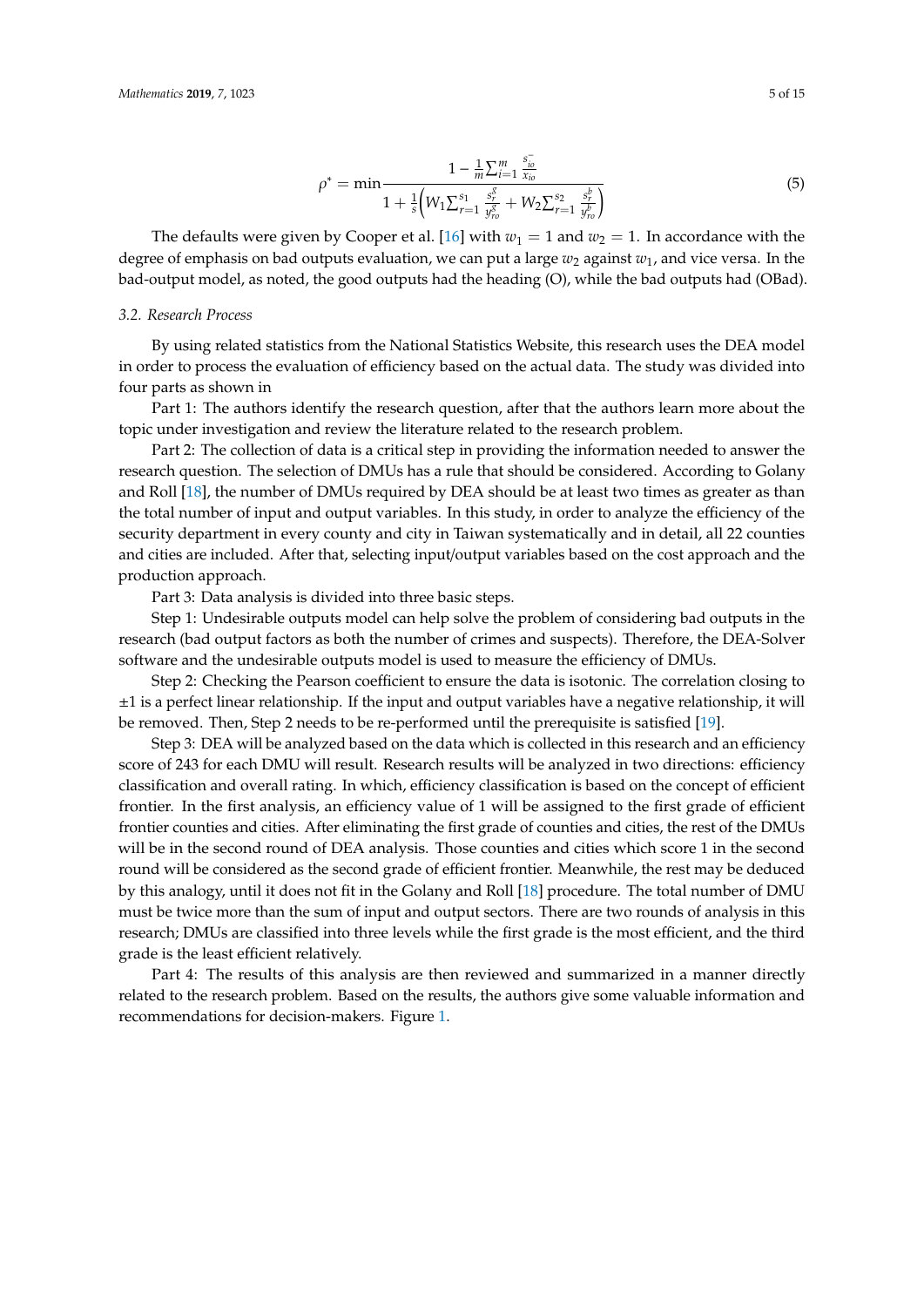$$\rho^{*} = \min \frac{1 - \frac{1}{m}\sum_{i=1}^{m} \frac{s_{io}^{-}}{x_{io}}}{1 + \frac{1}{s}\left(W_1 \sum_{r=1}^{s_1} \frac{s_r^{g}}{y_{ro}^{g}} + W_2 \sum_{r=1}^{s_2} \frac{s_r^{b}}{y_{ro}^{b}}\right)} \tag{5}$$

The defaults were given by Cooper et al. [16] with $w_1 = 1$ and $w_2 = 1$. In accordance with the degree of emphasis on bad outputs evaluation, we can put a large $w_2$ against $w_1$, and vice versa. In the bad-output model, as noted, the good outputs had the heading (O), while the bad outputs had (OBad).

### 3.2. Research Process

By using related statistics from the National Statistics Website, this research uses the DEA model in order to process the evaluation of efficiency based on the actual data. The study was divided into four parts as shown in

Part 1: The authors identify the research question, after that the authors learn more about the topic under investigation and review the literature related to the research problem.

Part 2: The collection of data is a critical step in providing the information needed to answer the research question. The selection of DMUs has a rule that should be considered. According to Golany and Roll [18], the number of DMUs required by DEA should be at least two times as greater as than the total number of input and output variables. In this study, in order to analyze the efficiency of the security department in every county and city in Taiwan systematically and in detail, all 22 counties and cities are included. After that, selecting input/output variables based on the cost approach and the production approach.

Part 3: Data analysis is divided into three basic steps.

Step 1: Undesirable outputs model can help solve the problem of considering bad outputs in the research (bad output factors as both the number of crimes and suspects). Therefore, the DEA-Solver software and the undesirable outputs model is used to measure the efficiency of DMUs.

Step 2: Checking the Pearson coefficient to ensure the data is isotonic. The correlation closing to $\pm 1$ is a perfect linear relationship. If the input and output variables have a negative relationship, it will be removed. Then, Step 2 needs to be re-performed until the prerequisite is satisfied [19].

Step 3: DEA will be analyzed based on the data which is collected in this research and an efficiency score of 243 for each DMU will result. Research results will be analyzed in two directions: efficiency classification and overall rating. In which, efficiency classification is based on the concept of efficient frontier. In the first analysis, an efficiency value of 1 will be assigned to the first grade of efficient frontier counties and cities. After eliminating the first grade of counties and cities, the rest of the DMUs will be in the second round of DEA analysis. Those counties and cities which score 1 in the second round will be considered as the second grade of efficient frontier. Meanwhile, the rest may be deduced by this analogy, until it does not fit in the Golany and Roll [18] procedure. The total number of DMU must be twice more than the sum of input and output sectors. There are two rounds of analysis in this research; DMUs are classified into three levels while the first grade is the most efficient, and the third grade is the least efficient relatively.

Part 4: The results of this analysis are then reviewed and summarized in a manner directly related to the research problem. Based on the results, the authors give some valuable information and recommendations for decision-makers. Figure 1.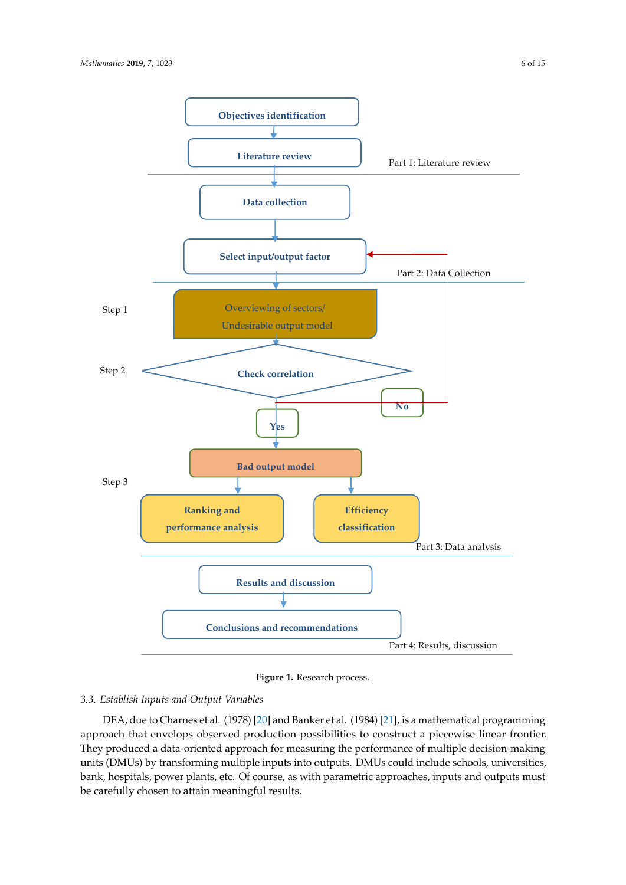Figure 1. Research process.

### 3.3. Establish Inputs and Output Variables

DEA, due to Charnes et al. (1978) [20] and Banker et al. (1984) [21], is a mathematical programming approach that envelops observed production possibilities to construct a piecewise linear frontier. They produced a data-oriented approach for measuring the performance of multiple decision-making units (DMUs) by transforming multiple inputs into outputs. DMUs could include schools, universities, bank, hospitals, power plants, etc. Of course, as with parametric approaches, inputs and outputs must be carefully chosen to attain meaningful results.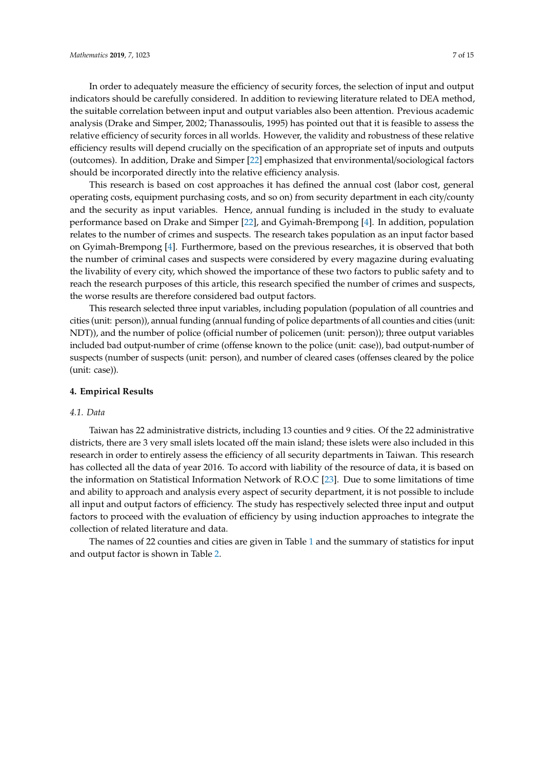In order to adequately measure the efficiency of security forces, the selection of input and output indicators should be carefully considered. In addition to reviewing literature related to DEA method, the suitable correlation between input and output variables also been attention. Previous academic analysis (Drake and Simper, 2002; Thanassoulis, 1995) has pointed out that it is feasible to assess the relative efficiency of security forces in all worlds. However, the validity and robustness of these relative efficiency results will depend crucially on the specification of an appropriate set of inputs and outputs (outcomes). In addition, Drake and Simper [22] emphasized that environmental/sociological factors should be incorporated directly into the relative efficiency analysis.

This research is based on cost approaches it has defined the annual cost (labor cost, general operating costs, equipment purchasing costs, and so on) from security department in each city/county and the security as input variables. Hence, annual funding is included in the study to evaluate performance based on Drake and Simper [22], and Gyimah-Brempong [4]. In addition, population relates to the number of crimes and suspects. The research takes population as an input factor based on Gyimah-Brempong [4]. Furthermore, based on the previous researches, it is observed that both the number of criminal cases and suspects were considered by every magazine during evaluating the livability of every city, which showed the importance of these two factors to public safety and to reach the research purposes of this article, this research specified the number of crimes and suspects, the worse results are therefore considered bad output factors.

This research selected three input variables, including population (population of all countries and cities (unit: person)), annual funding (annual funding of police departments of all counties and cities (unit: NDT)), and the number of police (official number of policemen (unit: person)); three output variables included bad output-number of crime (offense known to the police (unit: case)), bad output-number of suspects (number of suspects (unit: person), and number of cleared cases (offenses cleared by the police (unit: case)).

## 4. Empirical Results

### *4.1. Data*

Taiwan has 22 administrative districts, including 13 counties and 9 cities. Of the 22 administrative districts, there are 3 very small islets located off the main island; these islets were also included in this research in order to entirely assess the efficiency of all security departments in Taiwan. This research has collected all the data of year 2016. To accord with liability of the resource of data, it is based on the information on Statistical Information Network of R.O.C [23]. Due to some limitations of time and ability to approach and analysis every aspect of security department, it is not possible to include all input and output factors of efficiency. The study has respectively selected three input and output factors to proceed with the evaluation of efficiency by using induction approaches to integrate the collection of related literature and data.

The names of 22 counties and cities are given in Table 1 and the summary of statistics for input and output factor is shown in Table 2.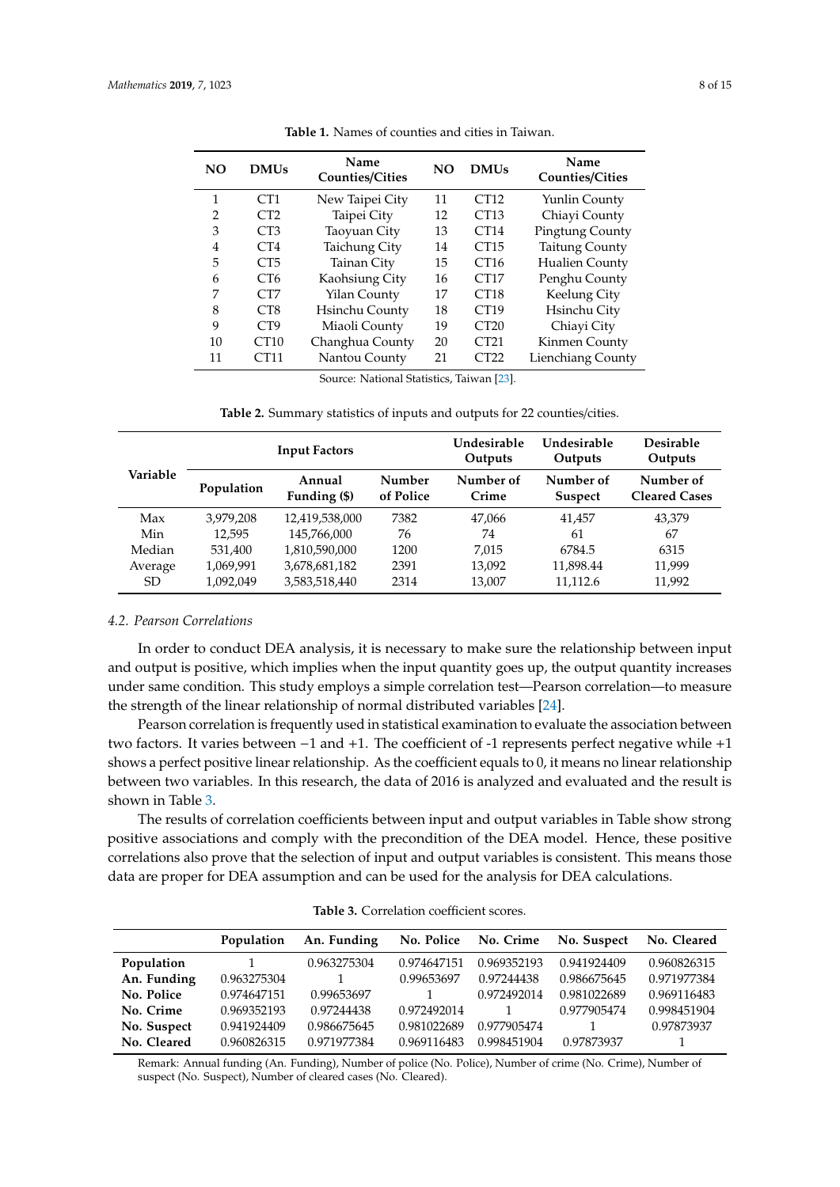**Table 1.** Names of counties and cities in Taiwan.

| NO | DMUs | Name Counties/Cities | NO | DMUs | Name Counties/Cities |
|---|---|---|---|---|---|
| 1 | CT1 | New Taipei City | 11 | CT12 | Yunlin County |
| 2 | CT2 | Taipei City | 12 | CT13 | Chiayi County |
| 3 | CT3 | Taoyuan City | 13 | CT14 | Pingtung County |
| 4 | CT4 | Taichung City | 14 | CT15 | Taitung County |
| 5 | CT5 | Tainan City | 15 | CT16 | Hualien County |
| 6 | CT6 | Kaohsiung City | 16 | CT17 | Penghu County |
| 7 | CT7 | Yilan County | 17 | CT18 | Keelung City |
| 8 | CT8 | Hsinchu County | 18 | CT19 | Hsinchu City |
| 9 | CT9 | Miaoli County | 19 | CT20 | Chiayi City |
| 10 | CT10 | Changhua County | 20 | CT21 | Kinmen County |
| 11 | CT11 | Nantou County | 21 | CT22 | Lienchiang County |

Source: National Statistics, Taiwan [23].

**Table 2.** Summary statistics of inputs and outputs for 22 counties/cities.

| Variable | Input Factors | | | Undesirable Outputs | Undesirable Outputs | Desirable Outputs |
|---|---|---|---|---|---|---|
| | Population | Annual Funding ($) | Number of Police | Number of Crime | Number of Suspect | Number of Cleared Cases |
| Max | 3,979,208 | 12,419,538,000 | 7382 | 47,066 | 41,457 | 43,379 |
| Min | 12,595 | 145,766,000 | 76 | 74 | 61 | 67 |
| Median | 531,400 | 1,810,590,000 | 1200 | 7,015 | 6784.5 | 6315 |
| Average | 1,069,991 | 3,678,681,182 | 2391 | 13,092 | 11,898.44 | 11,999 |
| SD | 1,092,049 | 3,583,518,440 | 2314 | 13,007 | 11,112.6 | 11,992 |

### *4.2. Pearson Correlations*

In order to conduct DEA analysis, it is necessary to make sure the relationship between input and output is positive, which implies when the input quantity goes up, the output quantity increases under same condition. This study employs a simple correlation test—Pearson correlation—to measure the strength of the linear relationship of normal distributed variables [24].

Pearson correlation is frequently used in statistical examination to evaluate the association between two factors. It varies between −1 and +1. The coefficient of -1 represents perfect negative while +1 shows a perfect positive linear relationship. As the coefficient equals to 0, it means no linear relationship between two variables. In this research, the data of 2016 is analyzed and evaluated and the result is shown in Table 3.

The results of correlation coefficients between input and output variables in Table show strong positive associations and comply with the precondition of the DEA model. Hence, these positive correlations also prove that the selection of input and output variables is consistent. This means those data are proper for DEA assumption and can be used for the analysis for DEA calculations.

**Table 3.** Correlation coefficient scores.

| | Population | An. Funding | No. Police | No. Crime | No. Suspect | No. Cleared |
|---|---|---|---|---|---|---|
| **Population** | 1 | 0.963275304 | 0.974647151 | 0.969352193 | 0.941924409 | 0.960826315 |
| **An. Funding** | 0.963275304 | 1 | 0.99653697 | 0.97244438 | 0.986675645 | 0.971977384 |
| **No. Police** | 0.974647151 | 0.99653697 | 1 | 0.972492014 | 0.981022689 | 0.969116483 |
| **No. Crime** | 0.969352193 | 0.97244438 | 0.972492014 | 1 | 0.977905474 | 0.998451904 |
| **No. Suspect** | 0.941924409 | 0.986675645 | 0.981022689 | 0.977905474 | 1 | 0.97873937 |
| **No. Cleared** | 0.960826315 | 0.971977384 | 0.969116483 | 0.998451904 | 0.97873937 | 1 |

Remark: Annual funding (An. Funding), Number of police (No. Police), Number of crime (No. Crime), Number of suspect (No. Suspect), Number of cleared cases (No. Cleared).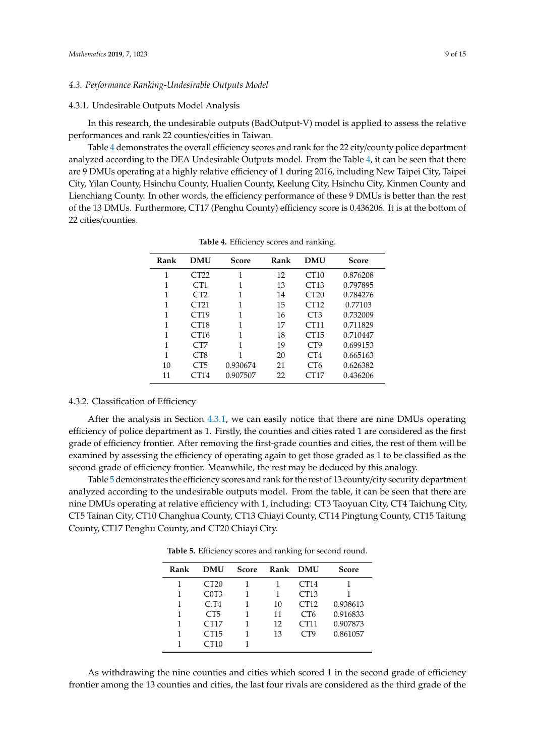### 4.3. Performance Ranking-Undesirable Outputs Model

#### 4.3.1. Undesirable Outputs Model Analysis

In this research, the undesirable outputs (BadOutput-V) model is applied to assess the relative performances and rank 22 counties/cities in Taiwan.

Table 4 demonstrates the overall efficiency scores and rank for the 22 city/county police department analyzed according to the DEA Undesirable Outputs model. From the Table 4, it can be seen that there are 9 DMUs operating at a highly relative efficiency of 1 during 2016, including New Taipei City, Taipei City, Yilan County, Hsinchu County, Hualien County, Keelung City, Hsinchu City, Kinmen County and Lienchiang County. In other words, the efficiency performance of these 9 DMUs is better than the rest of the 13 DMUs. Furthermore, CT17 (Penghu County) efficiency score is 0.436206. It is at the bottom of 22 cities/counties.

**Table 4.** Efficiency scores and ranking.

| Rank | DMU | Score | Rank | DMU | Score |
|---|---|---|---|---|---|
| 1 | CT22 | 1 | 12 | CT10 | 0.876208 |
| 1 | CT1 | 1 | 13 | CT13 | 0.797895 |
| 1 | CT2 | 1 | 14 | CT20 | 0.784276 |
| 1 | CT21 | 1 | 15 | CT12 | 0.77103 |
| 1 | CT19 | 1 | 16 | CT3 | 0.732009 |
| 1 | CT18 | 1 | 17 | CT11 | 0.711829 |
| 1 | CT16 | 1 | 18 | CT15 | 0.710447 |
| 1 | CT7 | 1 | 19 | CT9 | 0.699153 |
| 1 | CT8 | 1 | 20 | CT4 | 0.665163 |
| 10 | CT5 | 0.930674 | 21 | CT6 | 0.626382 |
| 11 | CT14 | 0.907507 | 22 | CT17 | 0.436206 |

#### 4.3.2. Classification of Efficiency

After the analysis in Section 4.3.1, we can easily notice that there are nine DMUs operating efficiency of police department as 1. Firstly, the counties and cities rated 1 are considered as the first grade of efficiency frontier. After removing the first-grade counties and cities, the rest of them will be examined by assessing the efficiency of operating again to get those graded as 1 to be classified as the second grade of efficiency frontier. Meanwhile, the rest may be deduced by this analogy.

Table 5 demonstrates the efficiency scores and rank for the rest of 13 county/city security department analyzed according to the undesirable outputs model. From the table, it can be seen that there are nine DMUs operating at relative efficiency with 1, including: CT3 Taoyuan City, CT4 Taichung City, CT5 Tainan City, CT10 Changhua County, CT13 Chiayi County, CT14 Pingtung County, CT15 Taitung County, CT17 Penghu County, and CT20 Chiayi City.

**Table 5.** Efficiency scores and ranking for second round.

| Rank | DMU | Score | Rank | DMU | Score |
|---|---|---|---|---|---|
| 1 | CT20 | 1 | 1 | CT14 | 1 |
| 1 | C0T3 | 1 | 1 | CT13 | 1 |
| 1 | C.T4 | 1 | 10 | CT12 | 0.938613 |
| 1 | CT5 | 1 | 11 | CT6 | 0.916833 |
| 1 | CT17 | 1 | 12 | CT11 | 0.907873 |
| 1 | CT15 | 1 | 13 | CT9 | 0.861057 |
| 1 | CT10 | 1 | | | |

As withdrawing the nine counties and cities which scored 1 in the second grade of efficiency frontier among the 13 counties and cities, the last four rivals are considered as the third grade of the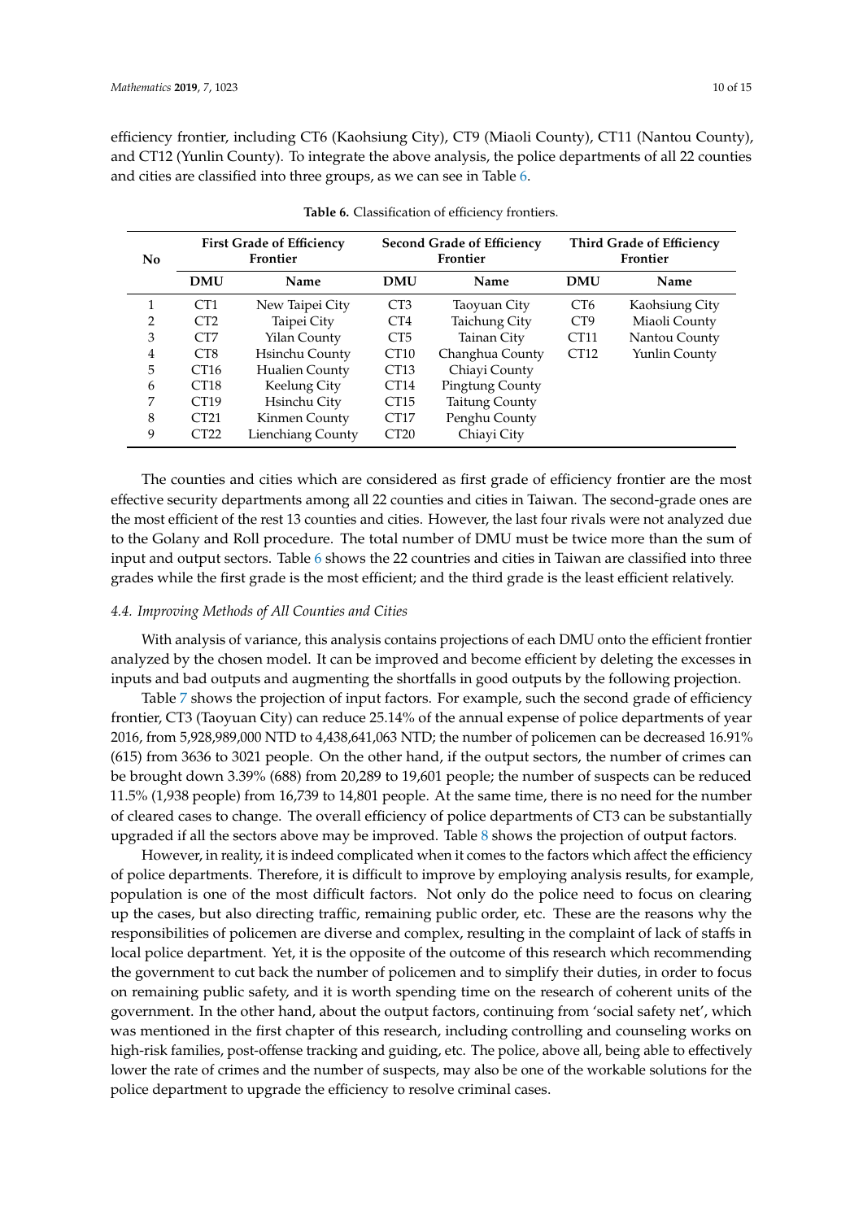efficiency frontier, including CT6 (Kaohsiung City), CT9 (Miaoli County), CT11 (Nantou County), and CT12 (Yunlin County). To integrate the above analysis, the police departments of all 22 counties and cities are classified into three groups, as we can see in Table 6.

**Table 6.** Classification of efficiency frontiers.

| No | First Grade of Efficiency Frontier | | Second Grade of Efficiency Frontier | | Third Grade of Efficiency Frontier | |
|---|---|---|---|---|---|---|
| | **DMU** | **Name** | **DMU** | **Name** | **DMU** | **Name** |
| 1 | CT1 | New Taipei City | CT3 | Taoyuan City | CT6 | Kaohsiung City |
| 2 | CT2 | Taipei City | CT4 | Taichung City | CT9 | Miaoli County |
| 3 | CT7 | Yilan County | CT5 | Tainan City | CT11 | Nantou County |
| 4 | CT8 | Hsinchu County | CT10 | Changhua County | CT12 | Yunlin County |
| 5 | CT16 | Hualien County | CT13 | Chiayi County | | |
| 6 | CT18 | Keelung City | CT14 | Pingtung County | | |
| 7 | CT19 | Hsinchu City | CT15 | Taitung County | | |
| 8 | CT21 | Kinmen County | CT17 | Penghu County | | |
| 9 | CT22 | Lienchiang County | CT20 | Chiayi City | | |

The counties and cities which are considered as first grade of efficiency frontier are the most effective security departments among all 22 counties and cities in Taiwan. The second-grade ones are the most efficient of the rest 13 counties and cities. However, the last four rivals were not analyzed due to the Golany and Roll procedure. The total number of DMU must be twice more than the sum of input and output sectors. Table 6 shows the 22 countries and cities in Taiwan are classified into three grades while the first grade is the most efficient; and the third grade is the least efficient relatively.

### *4.4. Improving Methods of All Counties and Cities*

With analysis of variance, this analysis contains projections of each DMU onto the efficient frontier analyzed by the chosen model. It can be improved and become efficient by deleting the excesses in inputs and bad outputs and augmenting the shortfalls in good outputs by the following projection.

Table 7 shows the projection of input factors. For example, such the second grade of efficiency frontier, CT3 (Taoyuan City) can reduce 25.14% of the annual expense of police departments of year 2016, from 5,928,989,000 NTD to 4,438,641,063 NTD; the number of policemen can be decreased 16.91% (615) from 3636 to 3021 people. On the other hand, if the output sectors, the number of crimes can be brought down 3.39% (688) from 20,289 to 19,601 people; the number of suspects can be reduced 11.5% (1,938 people) from 16,739 to 14,801 people. At the same time, there is no need for the number of cleared cases to change. The overall efficiency of police departments of CT3 can be substantially upgraded if all the sectors above may be improved. Table 8 shows the projection of output factors.

However, in reality, it is indeed complicated when it comes to the factors which affect the efficiency of police departments. Therefore, it is difficult to improve by employing analysis results, for example, population is one of the most difficult factors. Not only do the police need to focus on clearing up the cases, but also directing traffic, remaining public order, etc. These are the reasons why the responsibilities of policemen are diverse and complex, resulting in the complaint of lack of staffs in local police department. Yet, it is the opposite of the outcome of this research which recommending the government to cut back the number of policemen and to simplify their duties, in order to focus on remaining public safety, and it is worth spending time on the research of coherent units of the government. In the other hand, about the output factors, continuing from 'social safety net', which was mentioned in the first chapter of this research, including controlling and counseling works on high-risk families, post-offense tracking and guiding, etc. The police, above all, being able to effectively lower the rate of crimes and the number of suspects, may also be one of the workable solutions for the police department to upgrade the efficiency to resolve criminal cases.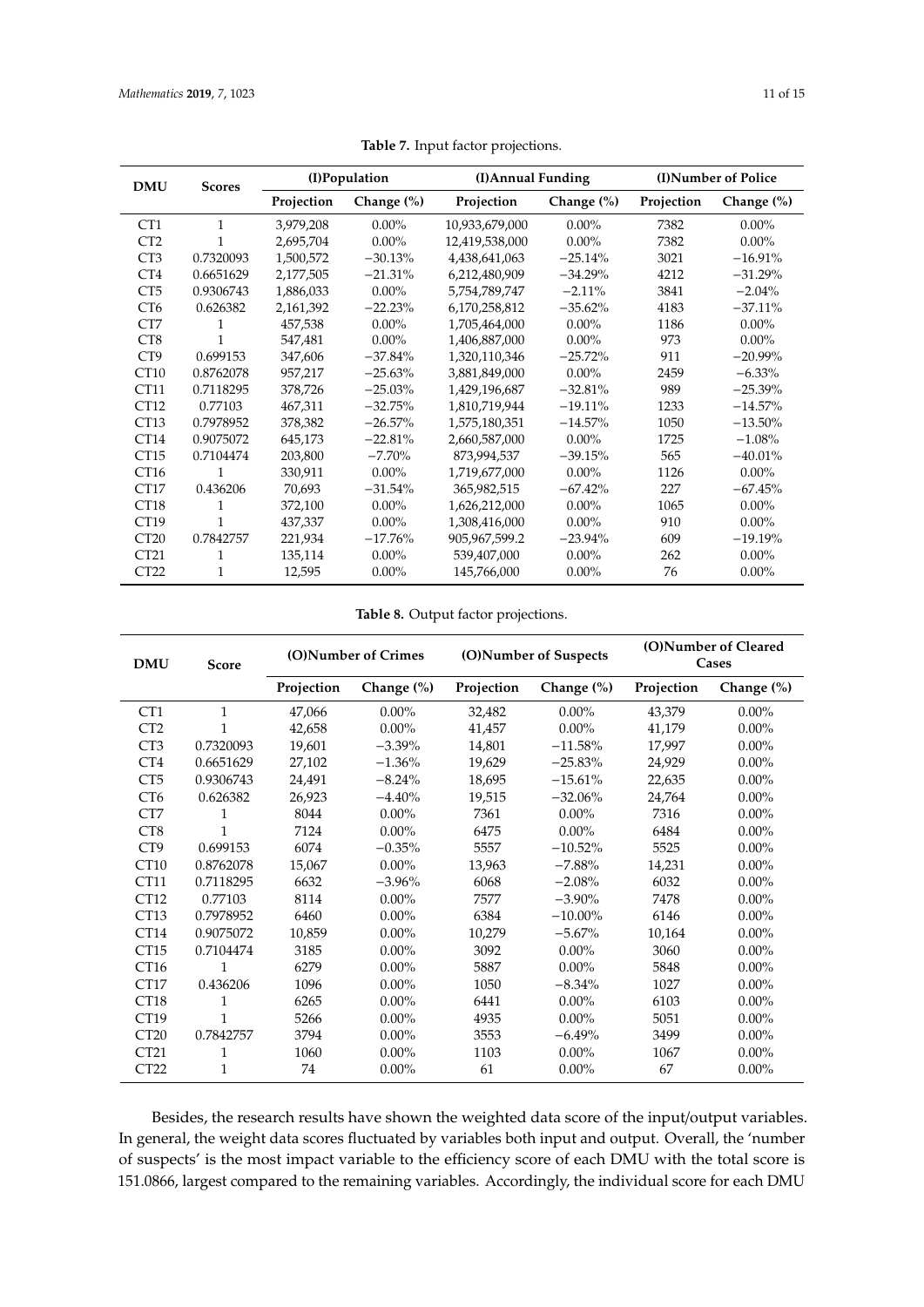**Table 7.** Input factor projections.

| DMU | Scores | (I)Population | | (I)Annual Funding | | (I)Number of Police | |
|---|---|---|---|---|---|---|---|
| | | Projection | Change (%) | Projection | Change (%) | Projection | Change (%) |
| CT1 | 1 | 3,979,208 | 0.00% | 10,933,679,000 | 0.00% | 7382 | 0.00% |
| CT2 | 1 | 2,695,704 | 0.00% | 12,419,538,000 | 0.00% | 7382 | 0.00% |
| CT3 | 0.7320093 | 1,500,572 | −30.13% | 4,438,641,063 | −25.14% | 3021 | −16.91% |
| CT4 | 0.6651629 | 2,177,505 | −21.31% | 6,212,480,909 | −34.29% | 4212 | −31.29% |
| CT5 | 0.9306743 | 1,886,033 | 0.00% | 5,754,789,747 | −2.11% | 3841 | −2.04% |
| CT6 | 0.626382 | 2,161,392 | −22.23% | 6,170,258,812 | −35.62% | 4183 | −37.11% |
| CT7 | 1 | 457,538 | 0.00% | 1,705,464,000 | 0.00% | 1186 | 0.00% |
| CT8 | 1 | 547,481 | 0.00% | 1,406,887,000 | 0.00% | 973 | 0.00% |
| CT9 | 0.699153 | 347,606 | −37.84% | 1,320,110,346 | −25.72% | 911 | −20.99% |
| CT10 | 0.8762078 | 957,217 | −25.63% | 3,881,849,000 | 0.00% | 2459 | −6.33% |
| CT11 | 0.7118295 | 378,726 | −25.03% | 1,429,196,687 | −32.81% | 989 | −25.39% |
| CT12 | 0.77103 | 467,311 | −32.75% | 1,810,719,944 | −19.11% | 1233 | −14.57% |
| CT13 | 0.7978952 | 378,382 | −26.57% | 1,575,180,351 | −14.57% | 1050 | −13.50% |
| CT14 | 0.9075072 | 645,173 | −22.81% | 2,660,587,000 | 0.00% | 1725 | −1.08% |
| CT15 | 0.7104474 | 203,800 | −7.70% | 873,994,537 | −39.15% | 565 | −40.01% |
| CT16 | 1 | 330,911 | 0.00% | 1,719,677,000 | 0.00% | 1126 | 0.00% |
| CT17 | 0.436206 | 70,693 | −31.54% | 365,982,515 | −67.42% | 227 | −67.45% |
| CT18 | 1 | 372,100 | 0.00% | 1,626,212,000 | 0.00% | 1065 | 0.00% |
| CT19 | 1 | 437,337 | 0.00% | 1,308,416,000 | 0.00% | 910 | 0.00% |
| CT20 | 0.7842757 | 221,934 | −17.76% | 905,967,599.2 | −23.94% | 609 | −19.19% |
| CT21 | 1 | 135,114 | 0.00% | 539,407,000 | 0.00% | 262 | 0.00% |
| CT22 | 1 | 12,595 | 0.00% | 145,766,000 | 0.00% | 76 | 0.00% |

**Table 8.** Output factor projections.

| DMU | Score | (O)Number of Crimes | | (O)Number of Suspects | | (O)Number of Cleared Cases | |
|---|---|---|---|---|---|---|---|
| | | Projection | Change (%) | Projection | Change (%) | Projection | Change (%) |
| CT1 | 1 | 47,066 | 0.00% | 32,482 | 0.00% | 43,379 | 0.00% |
| CT2 | 1 | 42,658 | 0.00% | 41,457 | 0.00% | 41,179 | 0.00% |
| CT3 | 0.7320093 | 19,601 | −3.39% | 14,801 | −11.58% | 17,997 | 0.00% |
| CT4 | 0.6651629 | 27,102 | −1.36% | 19,629 | −25.83% | 24,929 | 0.00% |
| CT5 | 0.9306743 | 24,491 | −8.24% | 18,695 | −15.61% | 22,635 | 0.00% |
| CT6 | 0.626382 | 26,923 | −4.40% | 19,515 | −32.06% | 24,764 | 0.00% |
| CT7 | 1 | 8044 | 0.00% | 7361 | 0.00% | 7316 | 0.00% |
| CT8 | 1 | 7124 | 0.00% | 6475 | 0.00% | 6484 | 0.00% |
| CT9 | 0.699153 | 6074 | −0.35% | 5557 | −10.52% | 5525 | 0.00% |
| CT10 | 0.8762078 | 15,067 | 0.00% | 13,963 | −7.88% | 14,231 | 0.00% |
| CT11 | 0.7118295 | 6632 | −3.96% | 6068 | −2.08% | 6032 | 0.00% |
| CT12 | 0.77103 | 8114 | 0.00% | 7577 | −3.90% | 7478 | 0.00% |
| CT13 | 0.7978952 | 6460 | 0.00% | 6384 | −10.00% | 6146 | 0.00% |
| CT14 | 0.9075072 | 10,859 | 0.00% | 10,279 | −5.67% | 10,164 | 0.00% |
| CT15 | 0.7104474 | 3185 | 0.00% | 3092 | 0.00% | 3060 | 0.00% |
| CT16 | 1 | 6279 | 0.00% | 5887 | 0.00% | 5848 | 0.00% |
| CT17 | 0.436206 | 1096 | 0.00% | 1050 | −8.34% | 1027 | 0.00% |
| CT18 | 1 | 6265 | 0.00% | 6441 | 0.00% | 6103 | 0.00% |
| CT19 | 1 | 5266 | 0.00% | 4935 | 0.00% | 5051 | 0.00% |
| CT20 | 0.7842757 | 3794 | 0.00% | 3553 | −6.49% | 3499 | 0.00% |
| CT21 | 1 | 1060 | 0.00% | 1103 | 0.00% | 1067 | 0.00% |
| CT22 | 1 | 74 | 0.00% | 61 | 0.00% | 67 | 0.00% |

Besides, the research results have shown the weighted data score of the input/output variables. In general, the weight data scores fluctuated by variables both input and output. Overall, the 'number of suspects' is the most impact variable to the efficiency score of each DMU with the total score is 151.0866, largest compared to the remaining variables. Accordingly, the individual score for each DMU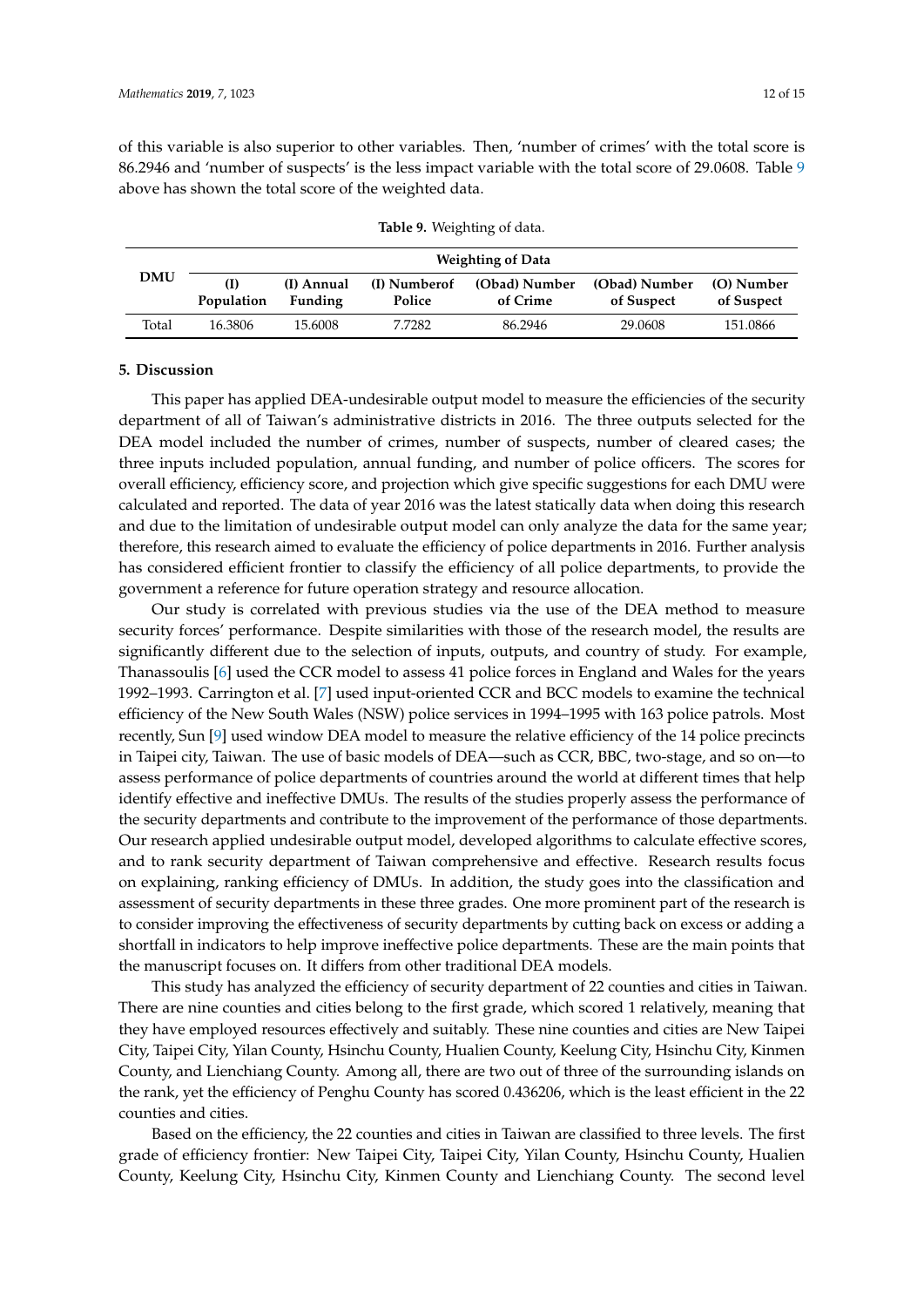of this variable is also superior to other variables. Then, 'number of crimes' with the total score is 86.2946 and 'number of suspects' is the less impact variable with the total score of 29.0608. Table 9 above has shown the total score of the weighted data.

**Table 9.** Weighting of data.

| DMU | Weighting of Data | | | | | |
|---|---|---|---|---|---|---|
| | (I) Population | (I) Annual Funding | (I) Numberof Police | (Obad) Number of Crime | (Obad) Number of Suspect | (O) Number of Suspect |
| Total | 16.3806 | 15.6008 | 7.7282 | 86.2946 | 29.0608 | 151.0866 |

## 5. Discussion

This paper has applied DEA-undesirable output model to measure the efficiencies of the security department of all of Taiwan's administrative districts in 2016. The three outputs selected for the DEA model included the number of crimes, number of suspects, number of cleared cases; the three inputs included population, annual funding, and number of police officers. The scores for overall efficiency, efficiency score, and projection which give specific suggestions for each DMU were calculated and reported. The data of year 2016 was the latest statically data when doing this research and due to the limitation of undesirable output model can only analyze the data for the same year; therefore, this research aimed to evaluate the efficiency of police departments in 2016. Further analysis has considered efficient frontier to classify the efficiency of all police departments, to provide the government a reference for future operation strategy and resource allocation.

Our study is correlated with previous studies via the use of the DEA method to measure security forces' performance. Despite similarities with those of the research model, the results are significantly different due to the selection of inputs, outputs, and country of study. For example, Thanassoulis [6] used the CCR model to assess 41 police forces in England and Wales for the years 1992–1993. Carrington et al. [7] used input-oriented CCR and BCC models to examine the technical efficiency of the New South Wales (NSW) police services in 1994–1995 with 163 police patrols. Most recently, Sun [9] used window DEA model to measure the relative efficiency of the 14 police precincts in Taipei city, Taiwan. The use of basic models of DEA—such as CCR, BBC, two-stage, and so on—to assess performance of police departments of countries around the world at different times that help identify effective and ineffective DMUs. The results of the studies properly assess the performance of the security departments and contribute to the improvement of the performance of those departments. Our research applied undesirable output model, developed algorithms to calculate effective scores, and to rank security department of Taiwan comprehensive and effective. Research results focus on explaining, ranking efficiency of DMUs. In addition, the study goes into the classification and assessment of security departments in these three grades. One more prominent part of the research is to consider improving the effectiveness of security departments by cutting back on excess or adding a shortfall in indicators to help improve ineffective police departments. These are the main points that the manuscript focuses on. It differs from other traditional DEA models.

This study has analyzed the efficiency of security department of 22 counties and cities in Taiwan. There are nine counties and cities belong to the first grade, which scored 1 relatively, meaning that they have employed resources effectively and suitably. These nine counties and cities are New Taipei City, Taipei City, Yilan County, Hsinchu County, Hualien County, Keelung City, Hsinchu City, Kinmen County, and Lienchiang County. Among all, there are two out of three of the surrounding islands on the rank, yet the efficiency of Penghu County has scored 0.436206, which is the least efficient in the 22 counties and cities.

Based on the efficiency, the 22 counties and cities in Taiwan are classified to three levels. The first grade of efficiency frontier: New Taipei City, Taipei City, Yilan County, Hsinchu County, Hualien County, Keelung City, Hsinchu City, Kinmen County and Lienchiang County. The second level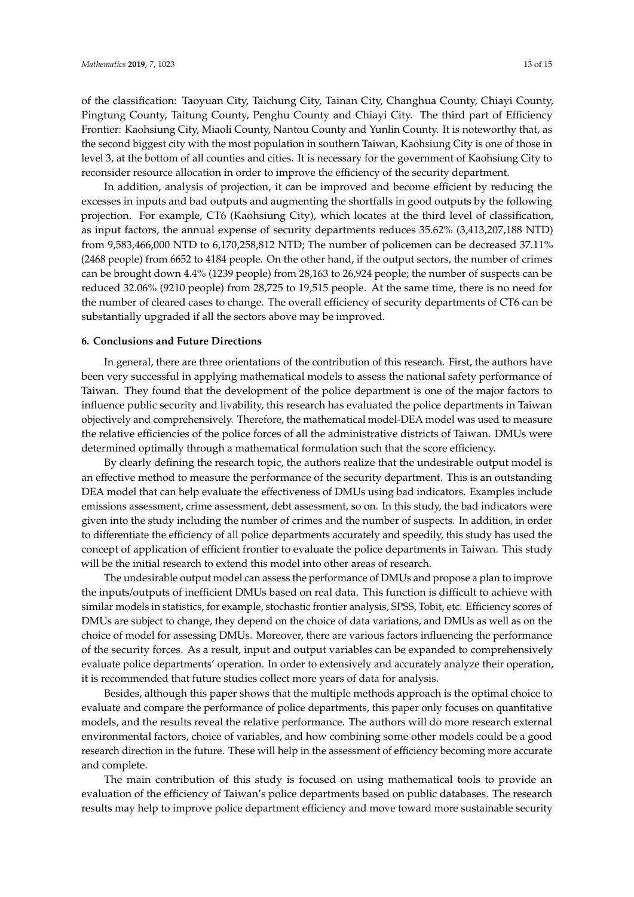of the classification: Taoyuan City, Taichung City, Tainan City, Changhua County, Chiayi County, Pingtung County, Taitung County, Penghu County and Chiayi City. The third part of Efficiency Frontier: Kaohsiung City, Miaoli County, Nantou County and Yunlin County. It is noteworthy that, as the second biggest city with the most population in southern Taiwan, Kaohsiung City is one of those in level 3, at the bottom of all counties and cities. It is necessary for the government of Kaohsiung City to reconsider resource allocation in order to improve the efficiency of the security department.

In addition, analysis of projection, it can be improved and become efficient by reducing the excesses in inputs and bad outputs and augmenting the shortfalls in good outputs by the following projection. For example, CT6 (Kaohsiung City), which locates at the third level of classification, as input factors, the annual expense of security departments reduces 35.62% (3,413,207,188 NTD) from 9,583,466,000 NTD to 6,170,258,812 NTD; The number of policemen can be decreased 37.11% (2468 people) from 6652 to 4184 people. On the other hand, if the output sectors, the number of crimes can be brought down 4.4% (1239 people) from 28,163 to 26,924 people; the number of suspects can be reduced 32.06% (9210 people) from 28,725 to 19,515 people. At the same time, there is no need for the number of cleared cases to change. The overall efficiency of security departments of CT6 can be substantially upgraded if all the sectors above may be improved.

## 6. Conclusions and Future Directions

In general, there are three orientations of the contribution of this research. First, the authors have been very successful in applying mathematical models to assess the national safety performance of Taiwan. They found that the development of the police department is one of the major factors to influence public security and livability, this research has evaluated the police departments in Taiwan objectively and comprehensively. Therefore, the mathematical model-DEA model was used to measure the relative efficiencies of the police forces of all the administrative districts of Taiwan. DMUs were determined optimally through a mathematical formulation such that the score efficiency.

By clearly defining the research topic, the authors realize that the undesirable output model is an effective method to measure the performance of the security department. This is an outstanding DEA model that can help evaluate the effectiveness of DMUs using bad indicators. Examples include emissions assessment, crime assessment, debt assessment, so on. In this study, the bad indicators were given into the study including the number of crimes and the number of suspects. In addition, in order to differentiate the efficiency of all police departments accurately and speedily, this study has used the concept of application of efficient frontier to evaluate the police departments in Taiwan. This study will be the initial research to extend this model into other areas of research.

The undesirable output model can assess the performance of DMUs and propose a plan to improve the inputs/outputs of inefficient DMUs based on real data. This function is difficult to achieve with similar models in statistics, for example, stochastic frontier analysis, SPSS, Tobit, etc. Efficiency scores of DMUs are subject to change, they depend on the choice of data variations, and DMUs as well as on the choice of model for assessing DMUs. Moreover, there are various factors influencing the performance of the security forces. As a result, input and output variables can be expanded to comprehensively evaluate police departments' operation. In order to extensively and accurately analyze their operation, it is recommended that future studies collect more years of data for analysis.

Besides, although this paper shows that the multiple methods approach is the optimal choice to evaluate and compare the performance of police departments, this paper only focuses on quantitative models, and the results reveal the relative performance. The authors will do more research external environmental factors, choice of variables, and how combining some other models could be a good research direction in the future. These will help in the assessment of efficiency becoming more accurate and complete.

The main contribution of this study is focused on using mathematical tools to provide an evaluation of the efficiency of Taiwan's police departments based on public databases. The research results may help to improve police department efficiency and move toward more sustainable security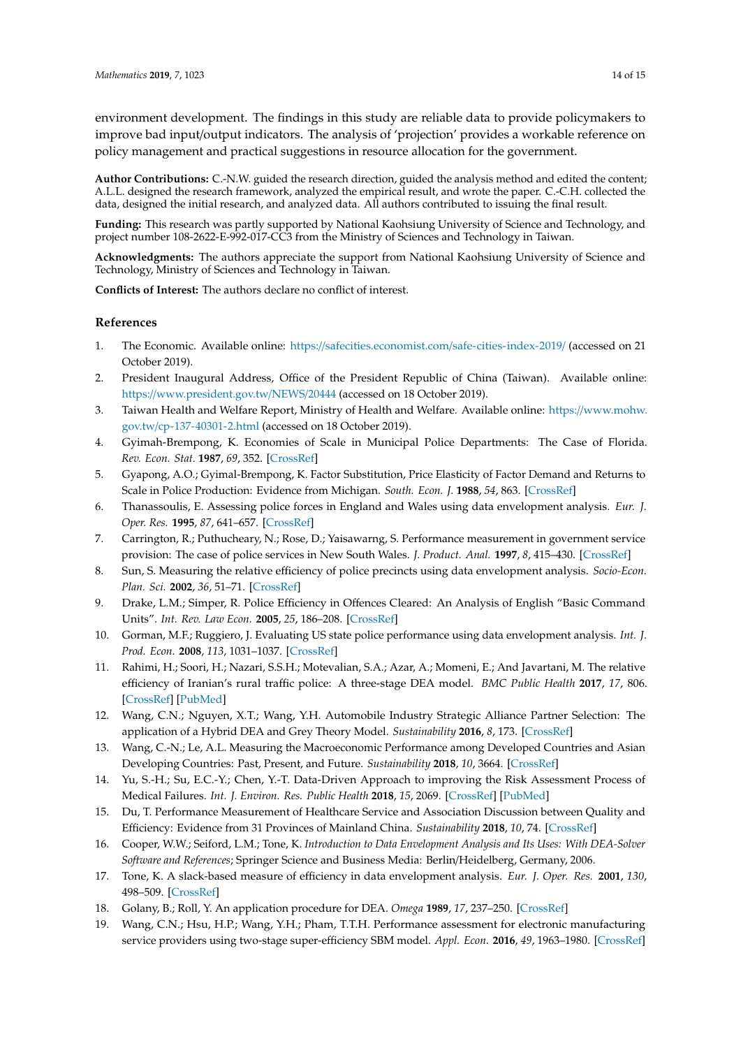environment development. The findings in this study are reliable data to provide policymakers to improve bad input/output indicators. The analysis of 'projection' provides a workable reference on policy management and practical suggestions in resource allocation for the government.

**Author Contributions:** C.-N.W. guided the research direction, guided the analysis method and edited the content; A.L.L. designed the research framework, analyzed the empirical result, and wrote the paper. C.-C.H. collected the data, designed the initial research, and analyzed data. All authors contributed to issuing the final result.

**Funding:** This research was partly supported by National Kaohsiung University of Science and Technology, and project number 108-2622-E-992-017-CC3 from the Ministry of Sciences and Technology in Taiwan.

**Acknowledgments:** The authors appreciate the support from National Kaohsiung University of Science and Technology, Ministry of Sciences and Technology in Taiwan.

**Conflicts of Interest:** The authors declare no conflict of interest.

## References

1. The Economic. Available online: https://safecities.economist.com/safe-cities-index-2019/ (accessed on 21 October 2019).
2. President Inaugural Address, Office of the President Republic of China (Taiwan). Available online: https://www.president.gov.tw/NEWS/20444 (accessed on 18 October 2019).
3. Taiwan Health and Welfare Report, Ministry of Health and Welfare. Available online: https://www.mohw.gov.tw/cp-137-40301-2.html (accessed on 18 October 2019).
4. Gyimah-Brempong, K. Economies of Scale in Municipal Police Departments: The Case of Florida. *Rev. Econ. Stat.* **1987**, *69*, 352. [CrossRef]
5. Gyapong, A.O.; Gyimal-Brempong, K. Factor Substitution, Price Elasticity of Factor Demand and Returns to Scale in Police Production: Evidence from Michigan. *South. Econ. J.* **1988**, *54*, 863. [CrossRef]
6. Thanassoulis, E. Assessing police forces in England and Wales using data envelopment analysis. *Eur. J. Oper. Res.* **1995**, *87*, 641–657. [CrossRef]
7. Carrington, R.; Puthucheary, N.; Rose, D.; Yaisawarng, S. Performance measurement in government service provision: The case of police services in New South Wales. *J. Product. Anal.* **1997**, *8*, 415–430. [CrossRef]
8. Sun, S. Measuring the relative efficiency of police precincts using data envelopment analysis. *Socio-Econ. Plan. Sci.* **2002**, *36*, 51–71. [CrossRef]
9. Drake, L.M.; Simper, R. Police Efficiency in Offences Cleared: An Analysis of English "Basic Command Units". *Int. Rev. Law Econ.* **2005**, *25*, 186–208. [CrossRef]
10. Gorman, M.F.; Ruggiero, J. Evaluating US state police performance using data envelopment analysis. *Int. J. Prod. Econ.* **2008**, *113*, 1031–1037. [CrossRef]
11. Rahimi, H.; Soori, H.; Nazari, S.S.H.; Motevalian, S.A.; Azar, A.; Momeni, E.; And Javartani, M. The relative efficiency of Iranian's rural traffic police: A three-stage DEA model. *BMC Public Health* **2017**, *17*, 806. [CrossRef] [PubMed]
12. Wang, C.N.; Nguyen, X.T.; Wang, Y.H. Automobile Industry Strategic Alliance Partner Selection: The application of a Hybrid DEA and Grey Theory Model. *Sustainability* **2016**, *8*, 173. [CrossRef]
13. Wang, C.-N.; Le, A.L. Measuring the Macroeconomic Performance among Developed Countries and Asian Developing Countries: Past, Present, and Future. *Sustainability* **2018**, *10*, 3664. [CrossRef]
14. Yu, S.-H.; Su, E.C.-Y.; Chen, Y.-T. Data-Driven Approach to improving the Risk Assessment Process of Medical Failures. *Int. J. Environ. Res. Public Health* **2018**, *15*, 2069. [CrossRef] [PubMed]
15. Du, T. Performance Measurement of Healthcare Service and Association Discussion between Quality and Efficiency: Evidence from 31 Provinces of Mainland China. *Sustainability* **2018**, *10*, 74. [CrossRef]
16. Cooper, W.W.; Seiford, L.M.; Tone, K. *Introduction to Data Envelopment Analysis and Its Uses: With DEA-Solver Software and References*; Springer Science and Business Media: Berlin/Heidelberg, Germany, 2006.
17. Tone, K. A slack-based measure of efficiency in data envelopment analysis. *Eur. J. Oper. Res.* **2001**, *130*, 498–509. [CrossRef]
18. Golany, B.; Roll, Y. An application procedure for DEA. *Omega* **1989**, *17*, 237–250. [CrossRef]
19. Wang, C.N.; Hsu, H.P.; Wang, Y.H.; Pham, T.T.H. Performance assessment for electronic manufacturing service providers using two-stage super-efficiency SBM model. *Appl. Econ.* **2016**, *49*, 1963–1980. [CrossRef]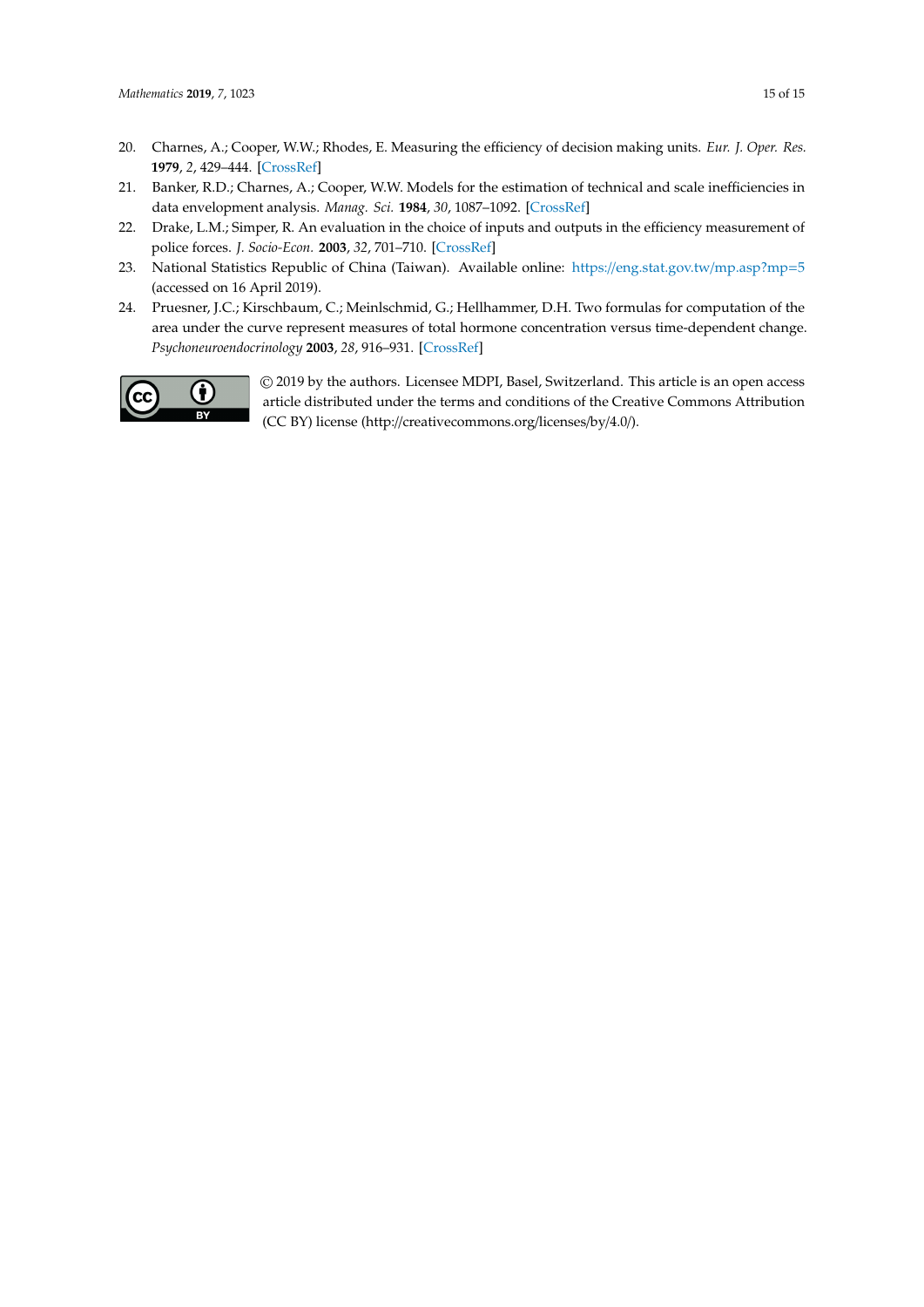20. Charnes, A.; Cooper, W.W.; Rhodes, E. Measuring the efficiency of decision making units. *Eur. J. Oper. Res.* **1979**, *2*, 429–444. [CrossRef]
21. Banker, R.D.; Charnes, A.; Cooper, W.W. Models for the estimation of technical and scale inefficiencies in data envelopment analysis. *Manag. Sci.* **1984**, *30*, 1087–1092. [CrossRef]
22. Drake, L.M.; Simper, R. An evaluation in the choice of inputs and outputs in the efficiency measurement of police forces. *J. Socio-Econ.* **2003**, *32*, 701–710. [CrossRef]
23. National Statistics Republic of China (Taiwan). Available online: https://eng.stat.gov.tw/mp.asp?mp=5 (accessed on 16 April 2019).
24. Pruesner, J.C.; Kirschbaum, C.; Meinlschmid, G.; Hellhammer, D.H. Two formulas for computation of the area under the curve represent measures of total hormone concentration versus time-dependent change. *Psychoneuroendocrinology* **2003**, *28*, 916–931. [CrossRef]

© 2019 by the authors. Licensee MDPI, Basel, Switzerland. This article is an open access article distributed under the terms and conditions of the Creative Commons Attribution (CC BY) license (http://creativecommons.org/licenses/by/4.0/).